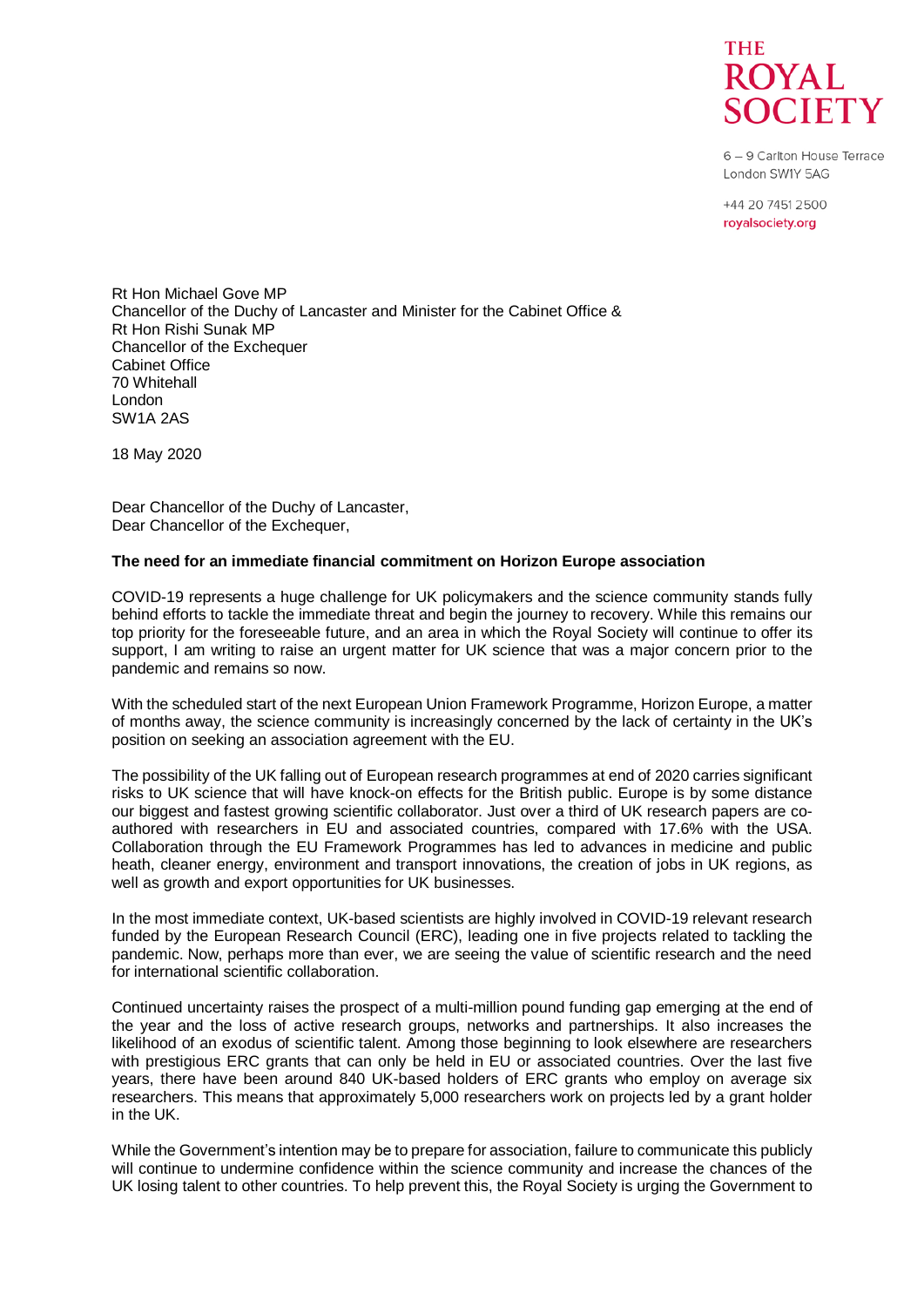THE ROYAL SOCIETY

6 – 9 Carlton House Terrace
London SW1Y 5AG

+44 20 7451 2500
royalsociety.org

Rt Hon Michael Gove MP
Chancellor of the Duchy of Lancaster and Minister for the Cabinet Office &
Rt Hon Rishi Sunak MP
Chancellor of the Exchequer
Cabinet Office
70 Whitehall
London
SW1A 2AS

18 May 2020

Dear Chancellor of the Duchy of Lancaster,
Dear Chancellor of the Exchequer,

**The need for an immediate financial commitment on Horizon Europe association**

COVID-19 represents a huge challenge for UK policymakers and the science community stands fully behind efforts to tackle the immediate threat and begin the journey to recovery. While this remains our top priority for the foreseeable future, and an area in which the Royal Society will continue to offer its support, I am writing to raise an urgent matter for UK science that was a major concern prior to the pandemic and remains so now.

With the scheduled start of the next European Union Framework Programme, Horizon Europe, a matter of months away, the science community is increasingly concerned by the lack of certainty in the UK's position on seeking an association agreement with the EU.

The possibility of the UK falling out of European research programmes at end of 2020 carries significant risks to UK science that will have knock-on effects for the British public. Europe is by some distance our biggest and fastest growing scientific collaborator. Just over a third of UK research papers are co-authored with researchers in EU and associated countries, compared with 17.6% with the USA. Collaboration through the EU Framework Programmes has led to advances in medicine and public heath, cleaner energy, environment and transport innovations, the creation of jobs in UK regions, as well as growth and export opportunities for UK businesses.

In the most immediate context, UK-based scientists are highly involved in COVID-19 relevant research funded by the European Research Council (ERC), leading one in five projects related to tackling the pandemic. Now, perhaps more than ever, we are seeing the value of scientific research and the need for international scientific collaboration.

Continued uncertainty raises the prospect of a multi-million pound funding gap emerging at the end of the year and the loss of active research groups, networks and partnerships. It also increases the likelihood of an exodus of scientific talent. Among those beginning to look elsewhere are researchers with prestigious ERC grants that can only be held in EU or associated countries. Over the last five years, there have been around 840 UK-based holders of ERC grants who employ on average six researchers. This means that approximately 5,000 researchers work on projects led by a grant holder in the UK.

While the Government's intention may be to prepare for association, failure to communicate this publicly will continue to undermine confidence within the science community and increase the chances of the UK losing talent to other countries. To help prevent this, the Royal Society is urging the Government to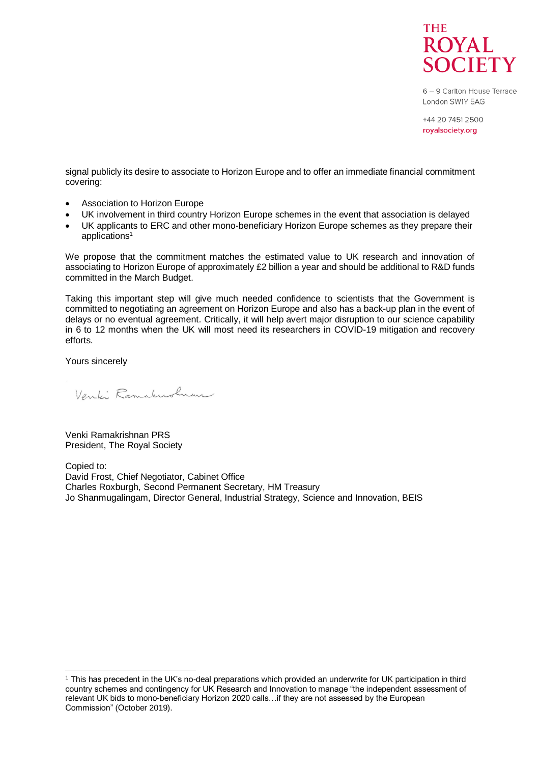signal publicly its desire to associate to Horizon Europe and to offer an immediate financial commitment covering:

- Association to Horizon Europe
- UK involvement in third country Horizon Europe schemes in the event that association is delayed
- UK applicants to ERC and other mono-beneficiary Horizon Europe schemes as they prepare their applications[1]

We propose that the commitment matches the estimated value to UK research and innovation of associating to Horizon Europe of approximately £2 billion a year and should be additional to R&D funds committed in the March Budget.

Taking this important step will give much needed confidence to scientists that the Government is committed to negotiating an agreement on Horizon Europe and also has a back-up plan in the event of delays or no eventual agreement. Critically, it will help avert major disruption to our science capability in 6 to 12 months when the UK will most need its researchers in COVID-19 mitigation and recovery efforts.

Yours sincerely

Venki Ramakrishnan

Venki Ramakrishnan PRS
President, The Royal Society

Copied to:
David Frost, Chief Negotiator, Cabinet Office
Charles Roxburgh, Second Permanent Secretary, HM Treasury
Jo Shanmugalingam, Director General, Industrial Strategy, Science and Innovation, BEIS

---

[1] This has precedent in the UK's no-deal preparations which provided an underwrite for UK participation in third country schemes and contingency for UK Research and Innovation to manage "the independent assessment of relevant UK bids to mono-beneficiary Horizon 2020 calls…if they are not assessed by the European Commission" (October 2019).